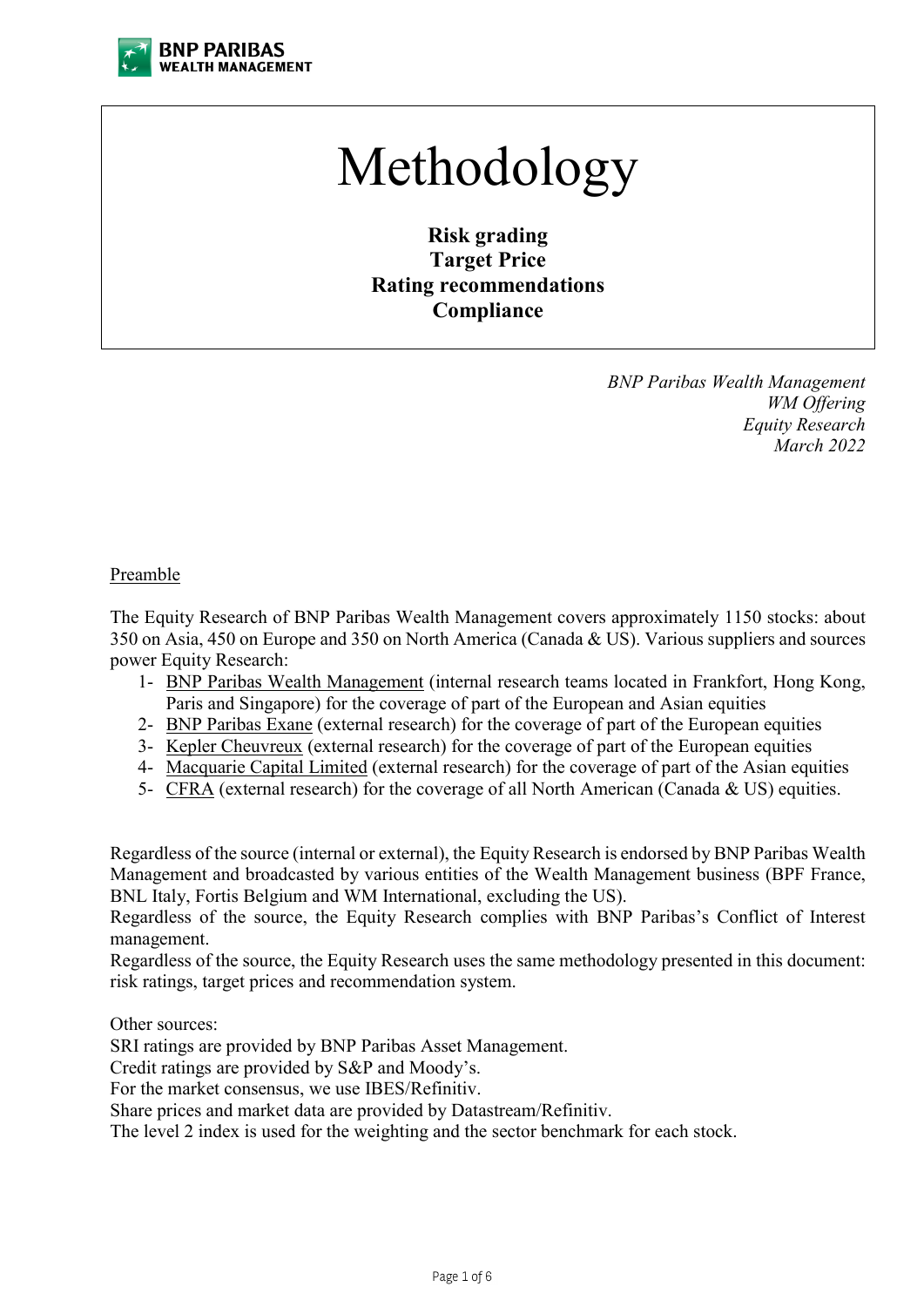# Methodology

**Risk grading**
**Target Price**
**Rating recommendations**
**Compliance**

*BNP Paribas Wealth Management*
*WM Offering*
*Equity Research*
*March 2022*

## Preamble

The Equity Research of BNP Paribas Wealth Management covers approximately 1150 stocks: about 350 on Asia, 450 on Europe and 350 on North America (Canada & US). Various suppliers and sources power Equity Research:

1. BNP Paribas Wealth Management (internal research teams located in Frankfort, Hong Kong, Paris and Singapore) for the coverage of part of the European and Asian equities
2. BNP Paribas Exane (external research) for the coverage of part of the European equities
3. Kepler Cheuvreux (external research) for the coverage of part of the European equities
4. Macquarie Capital Limited (external research) for the coverage of part of the Asian equities
5. CFRA (external research) for the coverage of all North American (Canada & US) equities.

Regardless of the source (internal or external), the Equity Research is endorsed by BNP Paribas Wealth Management and broadcasted by various entities of the Wealth Management business (BPF France, BNL Italy, Fortis Belgium and WM International, excluding the US).
Regardless of the source, the Equity Research complies with BNP Paribas's Conflict of Interest management.
Regardless of the source, the Equity Research uses the same methodology presented in this document: risk ratings, target prices and recommendation system.

Other sources:
SRI ratings are provided by BNP Paribas Asset Management.
Credit ratings are provided by S&P and Moody's.
For the market consensus, we use IBES/Refinitiv.
Share prices and market data are provided by Datastream/Refinitiv.
The level 2 index is used for the weighting and the sector benchmark for each stock.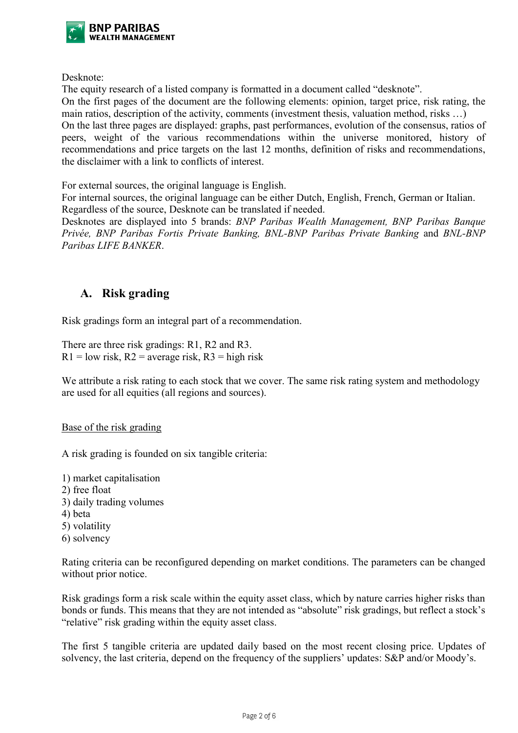Desknote:

The equity research of a listed company is formatted in a document called "desknote".
On the first pages of the document are the following elements: opinion, target price, risk rating, the main ratios, description of the activity, comments (investment thesis, valuation method, risks …)
On the last three pages are displayed: graphs, past performances, evolution of the consensus, ratios of peers, weight of the various recommendations within the universe monitored, history of recommendations and price targets on the last 12 months, definition of risks and recommendations, the disclaimer with a link to conflicts of interest.

For external sources, the original language is English.
For internal sources, the original language can be either Dutch, English, French, German or Italian.
Regardless of the source, Desknote can be translated if needed.
Desknotes are displayed into 5 brands: *BNP Paribas Wealth Management, BNP Paribas Banque Privée, BNP Paribas Fortis Private Banking, BNL-BNP Paribas Private Banking* and *BNL-BNP Paribas LIFE BANKER*.

## A. Risk grading

Risk gradings form an integral part of a recommendation.

There are three risk gradings: R1, R2 and R3.
R1 = low risk, R2 = average risk, R3 = high risk

We attribute a risk rating to each stock that we cover. The same risk rating system and methodology are used for all equities (all regions and sources).

<u>Base of the risk grading</u>

A risk grading is founded on six tangible criteria:

1) market capitalisation
2) free float
3) daily trading volumes
4) beta
5) volatility
6) solvency

Rating criteria can be reconfigured depending on market conditions. The parameters can be changed without prior notice.

Risk gradings form a risk scale within the equity asset class, which by nature carries higher risks than bonds or funds. This means that they are not intended as "absolute" risk gradings, but reflect a stock's "relative" risk grading within the equity asset class.

The first 5 tangible criteria are updated daily based on the most recent closing price. Updates of solvency, the last criteria, depend on the frequency of the suppliers' updates: S&P and/or Moody's.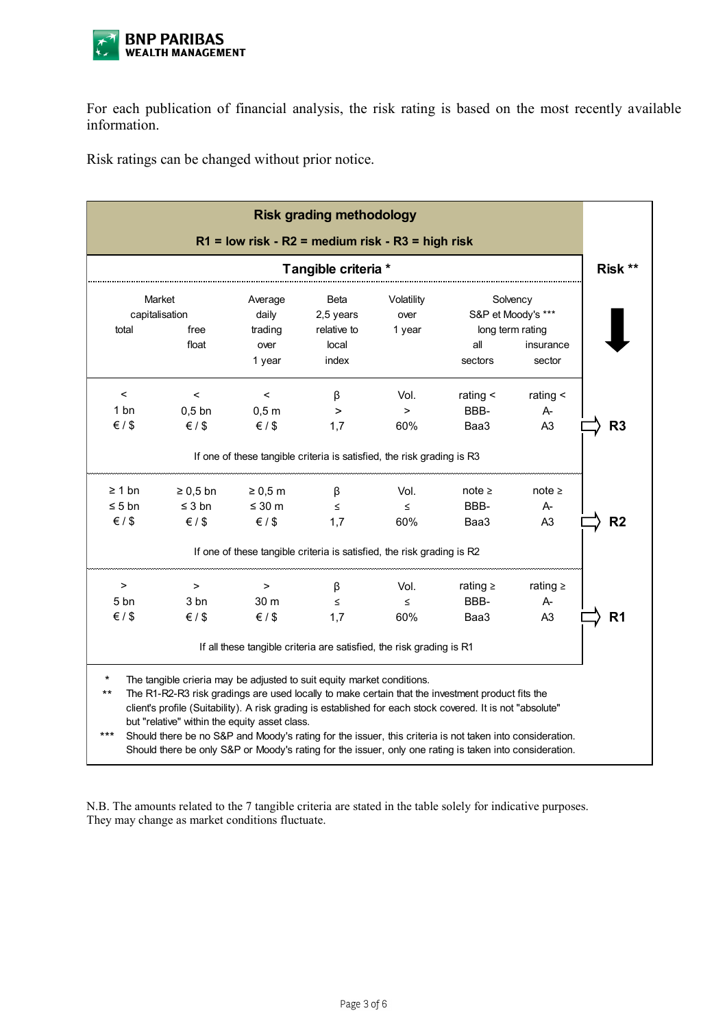For each publication of financial analysis, the risk rating is based on the most recently available information.

Risk ratings can be changed without prior notice.

**Risk grading methodology**

**R1 = low risk - R2 = medium risk - R3 = high risk**

| Tangible criteria * | | | | | | | | Risk ** |
|---|---|---|---|---|---|---|---|---|
| Market capitalisation | | Average daily trading over 1 year | Beta 2,5 years relative to local index | Volatility over 1 year | Solvency S&P et Moody's *** long term rating | | | |
| total | free float | | | | all sectors | insurance sector | | |
| < 1 bn €/$ | < 0,5 bn €/$ | < 0,5 m €/$ | β > 1,7 | Vol. > 60% | rating < BBB- Baa3 | rating < A- A3 | ⇨ | **R3** |
| If one of these tangible criteria is satisfied, the risk grading is R3 | | | | | | | | |
| ≥ 1 bn ≤ 5 bn €/$ | ≥ 0,5 bn ≤ 3 bn €/$ | ≥ 0,5 m ≤ 30 m €/$ | β ≤ 1,7 | Vol. ≤ 60% | note ≥ BBB- Baa3 | note ≥ A- A3 | ⇨ | **R2** |
| If one of these tangible criteria is satisfied, the risk grading is R2 | | | | | | | | |
| > 5 bn €/$ | > 3 bn €/$ | > 30 m €/$ | β ≤ 1,7 | Vol. ≤ 60% | rating ≥ BBB- Baa3 | rating ≥ A- A3 | ⇨ | **R1** |
| If all these tangible criteria are satisfied, the risk grading is R1 | | | | | | | | |

\* The tangible criteria may be adjusted to suit equity market conditions.

\** The R1-R2-R3 risk gradings are used locally to make certain that the investment product fits the client's profile (Suitability). A risk grading is established for each stock covered. It is not "absolute" but "relative" within the equity asset class.

\*** Should there be no S&P and Moody's rating for the issuer, this criteria is not taken into consideration. Should there be only S&P or Moody's rating for the issuer, only one rating is taken into consideration.

N.B. The amounts related to the 7 tangible criteria are stated in the table solely for indicative purposes. They may change as market conditions fluctuate.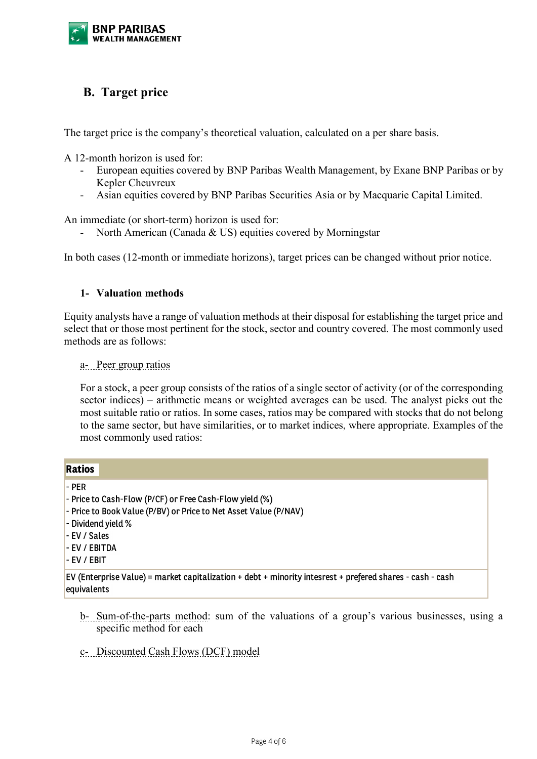## B. Target price

The target price is the company's theoretical valuation, calculated on a per share basis.

A 12-month horizon is used for:

- European equities covered by BNP Paribas Wealth Management, by Exane BNP Paribas or by Kepler Cheuvreux
- Asian equities covered by BNP Paribas Securities Asia or by Macquarie Capital Limited.

An immediate (or short-term) horizon is used for:

- North American (Canada & US) equities covered by Morningstar

In both cases (12-month or immediate horizons), target prices can be changed without prior notice.

### 1- Valuation methods

Equity analysts have a range of valuation methods at their disposal for establishing the target price and select that or those most pertinent for the stock, sector and country covered. The most commonly used methods are as follows:

a- Peer group ratios

For a stock, a peer group consists of the ratios of a single sector of activity (or of the corresponding sector indices) – arithmetic means or weighted averages can be used. The analyst picks out the most suitable ratio or ratios. In some cases, ratios may be compared with stocks that do not belong to the same sector, but have similarities, or to market indices, where appropriate. Examples of the most commonly used ratios:

| **Ratios** |
|---|
| - PER<br>- Price to Cash-Flow (P/CF) or Free Cash-Flow yield (%)<br>- Price to Book Value (P/BV) or Price to Net Asset Value (P/NAV)<br>- Dividend yield %<br>- EV / Sales<br>- EV / EBITDA<br>- EV / EBIT |
| EV (Enterprise Value) = market capitalization + debt + minority intesrest + prefered shares - cash - cash equivalents |

b- Sum-of-the-parts method: sum of the valuations of a group's various businesses, using a specific method for each

c- Discounted Cash Flows (DCF) model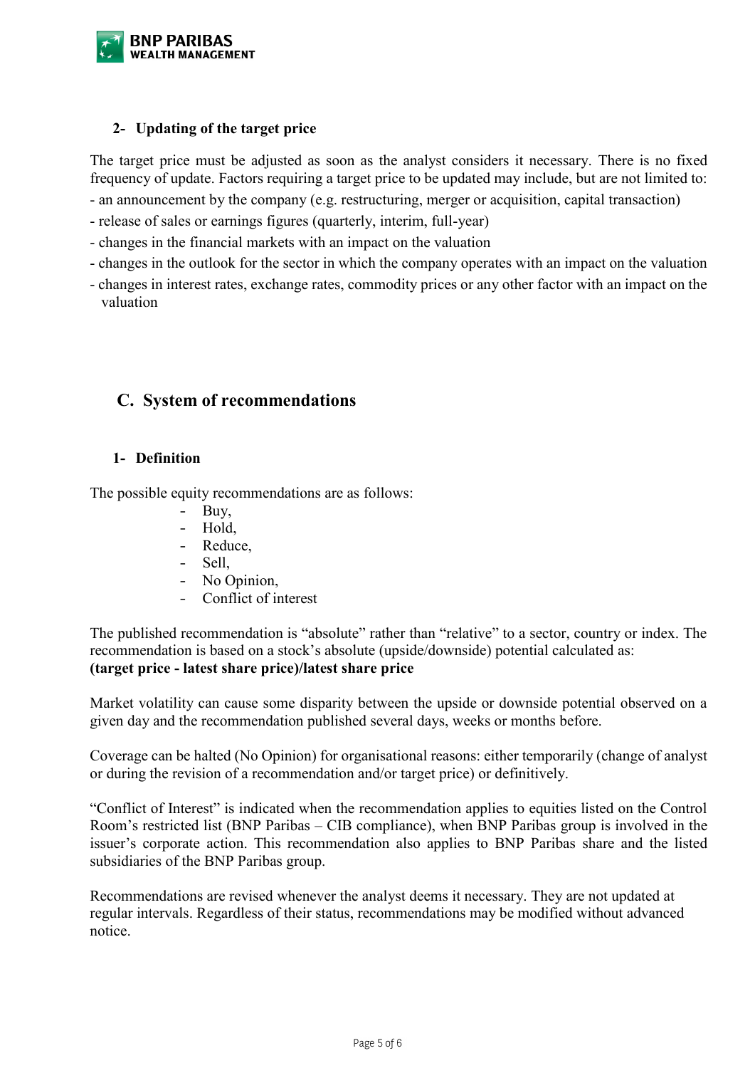### 2- Updating of the target price

The target price must be adjusted as soon as the analyst considers it necessary. There is no fixed frequency of update. Factors requiring a target price to be updated may include, but are not limited to:

- an announcement by the company (e.g. restructuring, merger or acquisition, capital transaction)
- release of sales or earnings figures (quarterly, interim, full-year)
- changes in the financial markets with an impact on the valuation
- changes in the outlook for the sector in which the company operates with an impact on the valuation
- changes in interest rates, exchange rates, commodity prices or any other factor with an impact on the valuation

## C. System of recommendations

### 1- Definition

The possible equity recommendations are as follows:

- Buy,
- Hold,
- Reduce,
- Sell,
- No Opinion,
- Conflict of interest

The published recommendation is "absolute" rather than "relative" to a sector, country or index. The recommendation is based on a stock's absolute (upside/downside) potential calculated as:
**(target price - latest share price)/latest share price**

Market volatility can cause some disparity between the upside or downside potential observed on a given day and the recommendation published several days, weeks or months before.

Coverage can be halted (No Opinion) for organisational reasons: either temporarily (change of analyst or during the revision of a recommendation and/or target price) or definitively.

"Conflict of Interest" is indicated when the recommendation applies to equities listed on the Control Room's restricted list (BNP Paribas – CIB compliance), when BNP Paribas group is involved in the issuer's corporate action. This recommendation also applies to BNP Paribas share and the listed subsidiaries of the BNP Paribas group.

Recommendations are revised whenever the analyst deems it necessary. They are not updated at regular intervals. Regardless of their status, recommendations may be modified without advanced notice.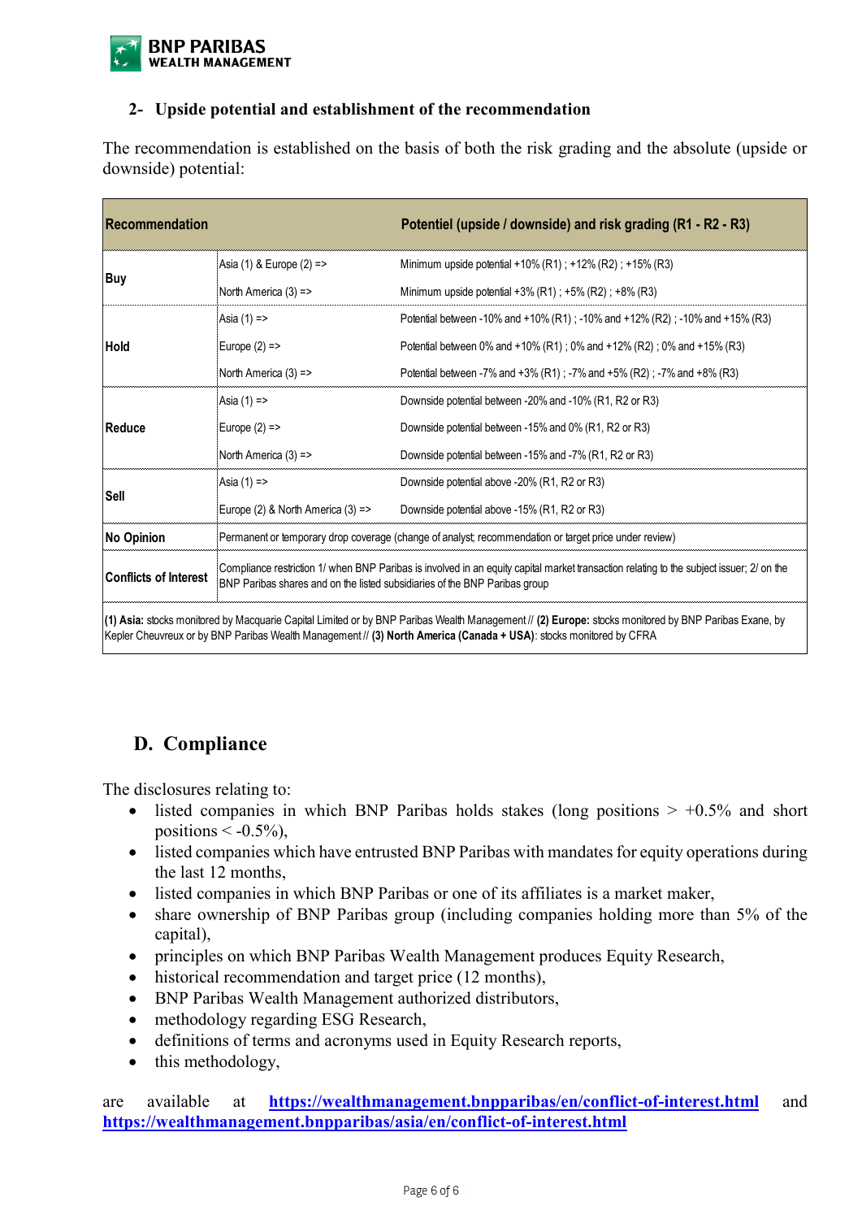## 2- Upside potential and establishment of the recommendation

The recommendation is established on the basis of both the risk grading and the absolute (upside or downside) potential:

| Recommendation | | Potentiel (upside / downside) and risk grading (R1 - R2 - R3) |
|---|---|---|
| **Buy** | Asia (1) & Europe (2) => | Minimum upside potential +10% (R1) ; +12% (R2) ; +15% (R3) |
| | North America (3) => | Minimum upside potential +3% (R1) ; +5% (R2) ; +8% (R3) |
| **Hold** | Asia (1) => | Potential between -10% and +10% (R1) ; -10% and +12% (R2) ; -10% and +15% (R3) |
| | Europe (2) => | Potential between 0% and +10% (R1) ; 0% and +12% (R2) ; 0% and +15% (R3) |
| | North America (3) => | Potential between -7% and +3% (R1) ; -7% and +5% (R2) ; -7% and +8% (R3) |
| **Reduce** | Asia (1) => | Downside potential between -20% and -10% (R1, R2 or R3) |
| | Europe (2) => | Downside potential between -15% and 0% (R1, R2 or R3) |
| | North America (3) => | Downside potential between -15% and -7% (R1, R2 or R3) |
| **Sell** | Asia (1) => | Downside potential above -20% (R1, R2 or R3) |
| | Europe (2) & North America (3) => | Downside potential above -15% (R1, R2 or R3) |
| **No Opinion** | Permanent or temporary drop coverage (change of analyst; recommendation or target price under review) | |
| **Conflicts of Interest** | Compliance restriction 1/ when BNP Paribas is involved in an equity capital market transaction relating to the subject issuer; 2/ on the BNP Paribas shares and on the listed subsidiaries of the BNP Paribas group | |

**(1) Asia:** stocks monitored by Macquarie Capital Limited or by BNP Paribas Wealth Management // **(2) Europe:** stocks monitored by BNP Paribas Exane, by Kepler Cheuvreux or by BNP Paribas Wealth Management // **(3) North America (Canada + USA)**: stocks monitored by CFRA

# D. Compliance

The disclosures relating to:

- listed companies in which BNP Paribas holds stakes (long positions > +0.5% and short positions < -0.5%),
- listed companies which have entrusted BNP Paribas with mandates for equity operations during the last 12 months,
- listed companies in which BNP Paribas or one of its affiliates is a market maker,
- share ownership of BNP Paribas group (including companies holding more than 5% of the capital),
- principles on which BNP Paribas Wealth Management produces Equity Research,
- historical recommendation and target price (12 months),
- BNP Paribas Wealth Management authorized distributors,
- methodology regarding ESG Research,
- definitions of terms and acronyms used in Equity Research reports,
- this methodology,

are available at **https://wealthmanagement.bnpparibas/en/conflict-of-interest.html** and **https://wealthmanagement.bnpparibas/asia/en/conflict-of-interest.html**